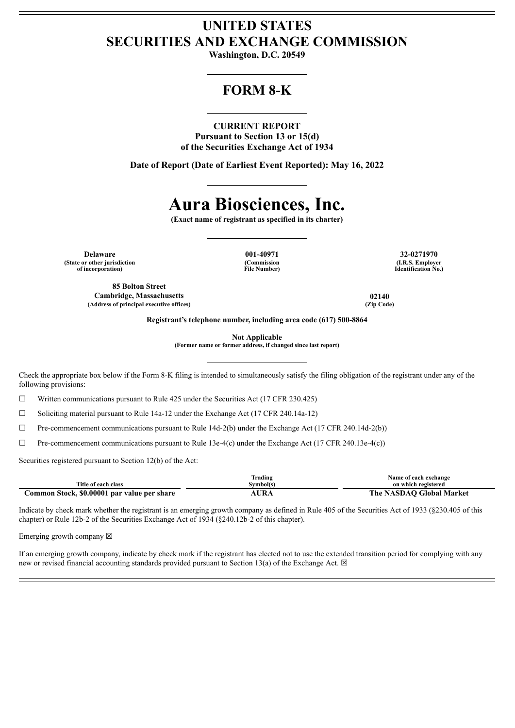# UNITED STATES
# SECURITIES AND EXCHANGE COMMISSION

**Washington, D.C. 20549**

## FORM 8-K

**CURRENT REPORT**
**Pursuant to Section 13 or 15(d)**
**of the Securities Exchange Act of 1934**

**Date of Report (Date of Earliest Event Reported): May 16, 2022**

# Aura Biosciences, Inc.

**(Exact name of registrant as specified in its charter)**

| Delaware | 001-40971 | 32-0271970 |
|---|---|---|
| (State or other jurisdiction of incorporation) | (Commission File Number) | (I.R.S. Employer Identification No.) |

| 85 Bolton Street Cambridge, Massachusetts | 02140 |
|---|---|
| (Address of principal executive offices) | (Zip Code) |

**Registrant's telephone number, including area code (617) 500-8864**

**Not Applicable**
**(Former name or former address, if changed since last report)**

Check the appropriate box below if the Form 8-K filing is intended to simultaneously satisfy the filing obligation of the registrant under any of the following provisions:

☐ Written communications pursuant to Rule 425 under the Securities Act (17 CFR 230.425)

☐ Soliciting material pursuant to Rule 14a-12 under the Exchange Act (17 CFR 240.14a-12)

☐ Pre-commencement communications pursuant to Rule 14d-2(b) under the Exchange Act (17 CFR 240.14d-2(b))

☐ Pre-commencement communications pursuant to Rule 13e-4(c) under the Exchange Act (17 CFR 240.13e-4(c))

Securities registered pursuant to Section 12(b) of the Act:

| Title of each class | Trading Symbol(s) | Name of each exchange on which registered |
|---|---|---|
| **Common Stock, $0.00001 par value per share** | **AURA** | **The NASDAQ Global Market** |

Indicate by check mark whether the registrant is an emerging growth company as defined in Rule 405 of the Securities Act of 1933 (§230.405 of this chapter) or Rule 12b-2 of the Securities Exchange Act of 1934 (§240.12b-2 of this chapter).

Emerging growth company ☒

If an emerging growth company, indicate by check mark if the registrant has elected not to use the extended transition period for complying with any new or revised financial accounting standards provided pursuant to Section 13(a) of the Exchange Act. ☒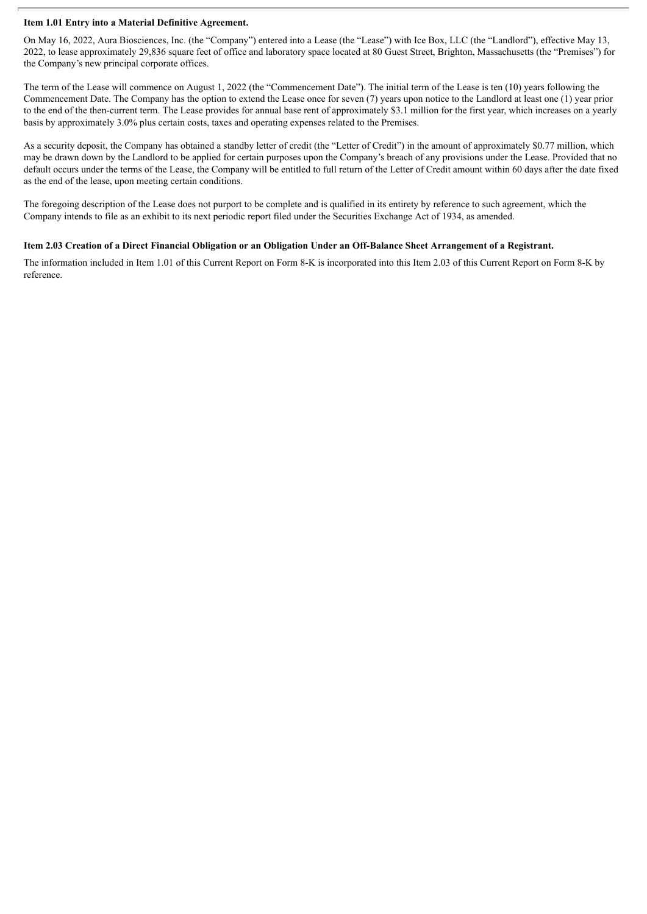**Item 1.01 Entry into a Material Definitive Agreement.**

On May 16, 2022, Aura Biosciences, Inc. (the "Company") entered into a Lease (the "Lease") with Ice Box, LLC (the "Landlord"), effective May 13, 2022, to lease approximately 29,836 square feet of office and laboratory space located at 80 Guest Street, Brighton, Massachusetts (the "Premises") for the Company's new principal corporate offices.

The term of the Lease will commence on August 1, 2022 (the "Commencement Date"). The initial term of the Lease is ten (10) years following the Commencement Date. The Company has the option to extend the Lease once for seven (7) years upon notice to the Landlord at least one (1) year prior to the end of the then-current term. The Lease provides for annual base rent of approximately $3.1 million for the first year, which increases on a yearly basis by approximately 3.0% plus certain costs, taxes and operating expenses related to the Premises.

As a security deposit, the Company has obtained a standby letter of credit (the "Letter of Credit") in the amount of approximately $0.77 million, which may be drawn down by the Landlord to be applied for certain purposes upon the Company's breach of any provisions under the Lease. Provided that no default occurs under the terms of the Lease, the Company will be entitled to full return of the Letter of Credit amount within 60 days after the date fixed as the end of the lease, upon meeting certain conditions.

The foregoing description of the Lease does not purport to be complete and is qualified in its entirety by reference to such agreement, which the Company intends to file as an exhibit to its next periodic report filed under the Securities Exchange Act of 1934, as amended.

**Item 2.03 Creation of a Direct Financial Obligation or an Obligation Under an Off-Balance Sheet Arrangement of a Registrant.**

The information included in Item 1.01 of this Current Report on Form 8-K is incorporated into this Item 2.03 of this Current Report on Form 8-K by reference.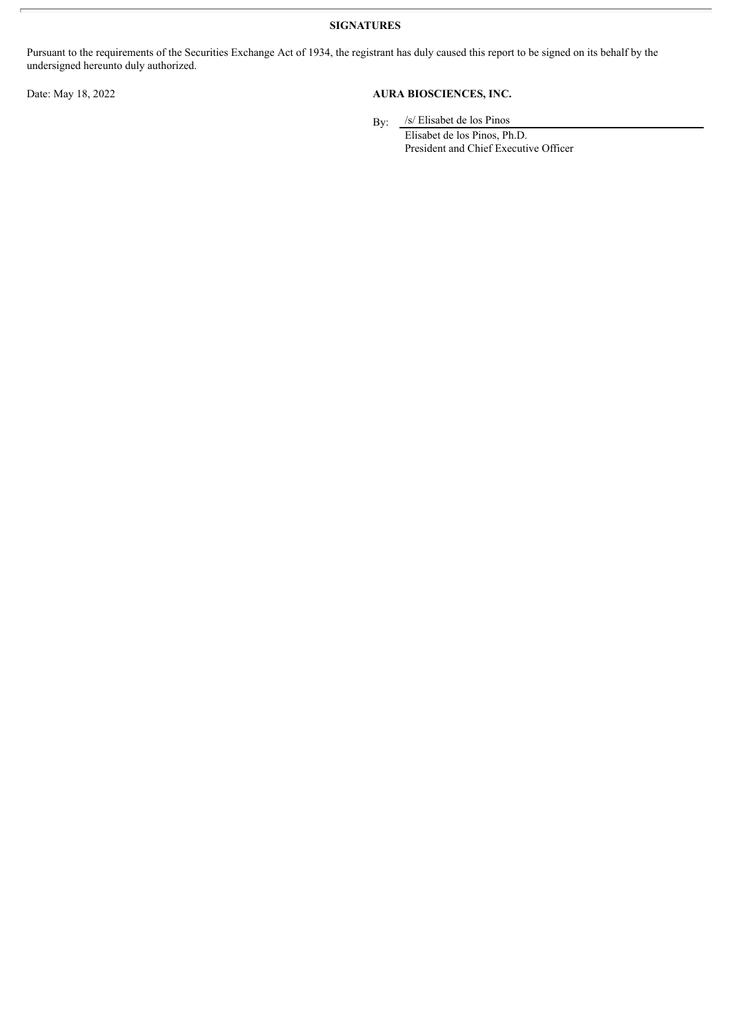**SIGNATURES**

Pursuant to the requirements of the Securities Exchange Act of 1934, the registrant has duly caused this report to be signed on its behalf by the undersigned hereunto duly authorized.

Date: May 18, 2022

**AURA BIOSCIENCES, INC.**

By: /s/ Elisabet de los Pinos

Elisabet de los Pinos, Ph.D.
President and Chief Executive Officer